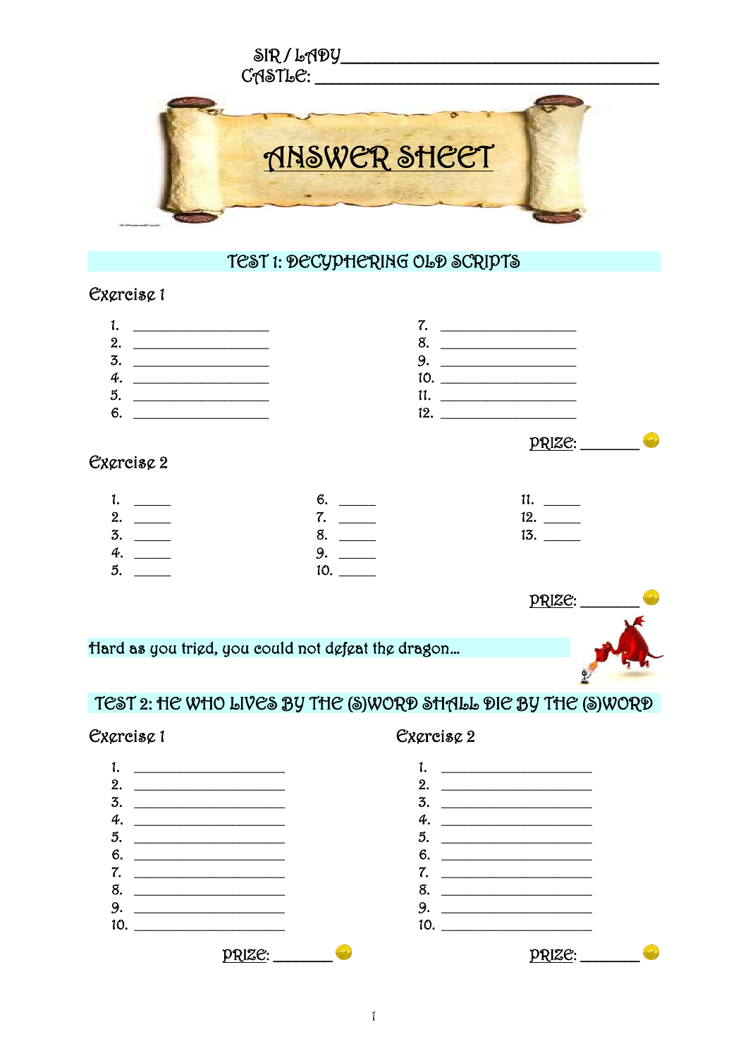SIR / LADY ______________________________
CASTLE: ______________________________

# ANSWER SHEET

## TEST 1: DECYPHERING OLD SCRIPTS

### Exercise 1

1. ________________
2. ________________
3. ________________
4. ________________
5. ________________
6. ________________
7. ________________
8. ________________
9. ________________
10. ________________
11. ________________
12. ________________

PRIZE: _______

### Exercise 2

1. _____
2. _____
3. _____
4. _____
5. _____
6. _____
7. _____
8. _____
9. _____
10. _____
11. _____
12. _____
13. _____

PRIZE: _______

Hard as you tried, you could not defeat the dragon…

## TEST 2: HE WHO LIVES BY THE (S)WORD SHALL DIE BY THE (S)WORD

### Exercise 1

1. ________________
2. ________________
3. ________________
4. ________________
5. ________________
6. ________________
7. ________________
8. ________________
9. ________________
10. ________________

PRIZE: _______

### Exercise 2

1. ________________
2. ________________
3. ________________
4. ________________
5. ________________
6. ________________
7. ________________
8. ________________
9. ________________
10. ________________

PRIZE: _______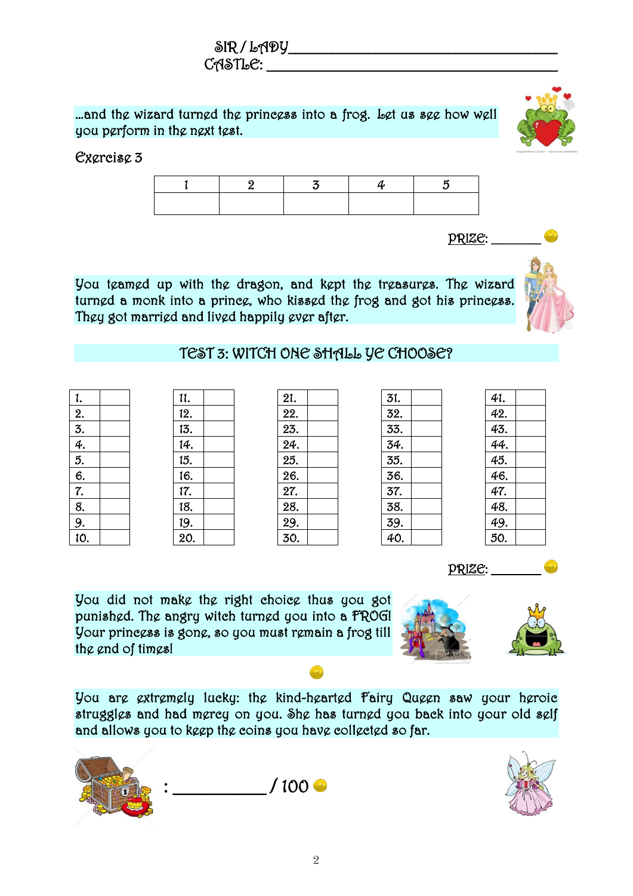SIR / LADY___________________________________

CASTLE: ____________________________________

...and the wizard turned the princess into a frog. Let us see how well you perform in the next test.

Exercise 3

| 1 | 2 | 3 | 4 | 5 |
|---|---|---|---|---|
| | | | | |

PRIZE: _______

You teamed up with the dragon, and kept the treasures. The wizard turned a monk into a prince, who kissed the frog and got his princess. They got married and lived happily ever after.

## TEST 3: WITCH ONE SHALL YE CHOOSE?

| | | | | | | | | | |
|---|---|---|---|---|---|---|---|---|---|
| 1. | | 11. | | 21. | | 31. | | 41. | |
| 2. | | 12. | | 22. | | 32. | | 42. | |
| 3. | | 13. | | 23. | | 33. | | 43. | |
| 4. | | 14. | | 24. | | 34. | | 44. | |
| 5. | | 15. | | 25. | | 35. | | 45. | |
| 6. | | 16. | | 26. | | 36. | | 46. | |
| 7. | | 17. | | 27. | | 37. | | 47. | |
| 8. | | 18. | | 28. | | 38. | | 48. | |
| 9. | | 19. | | 29. | | 39. | | 49. | |
| 10. | | 20. | | 30. | | 40. | | 50. | |

PRIZE: _______

You did not make the right choice thus you got punished. The angry witch turned you into a FROG! Your princess is gone, so you must remain a frog till the end of times!

You are extremely lucky: the kind-hearted Fairy Queen saw your heroic struggles and had mercy on you. She has turned you back into your old self and allows you to keep the coins you have collected so far.

: ___________ / 100